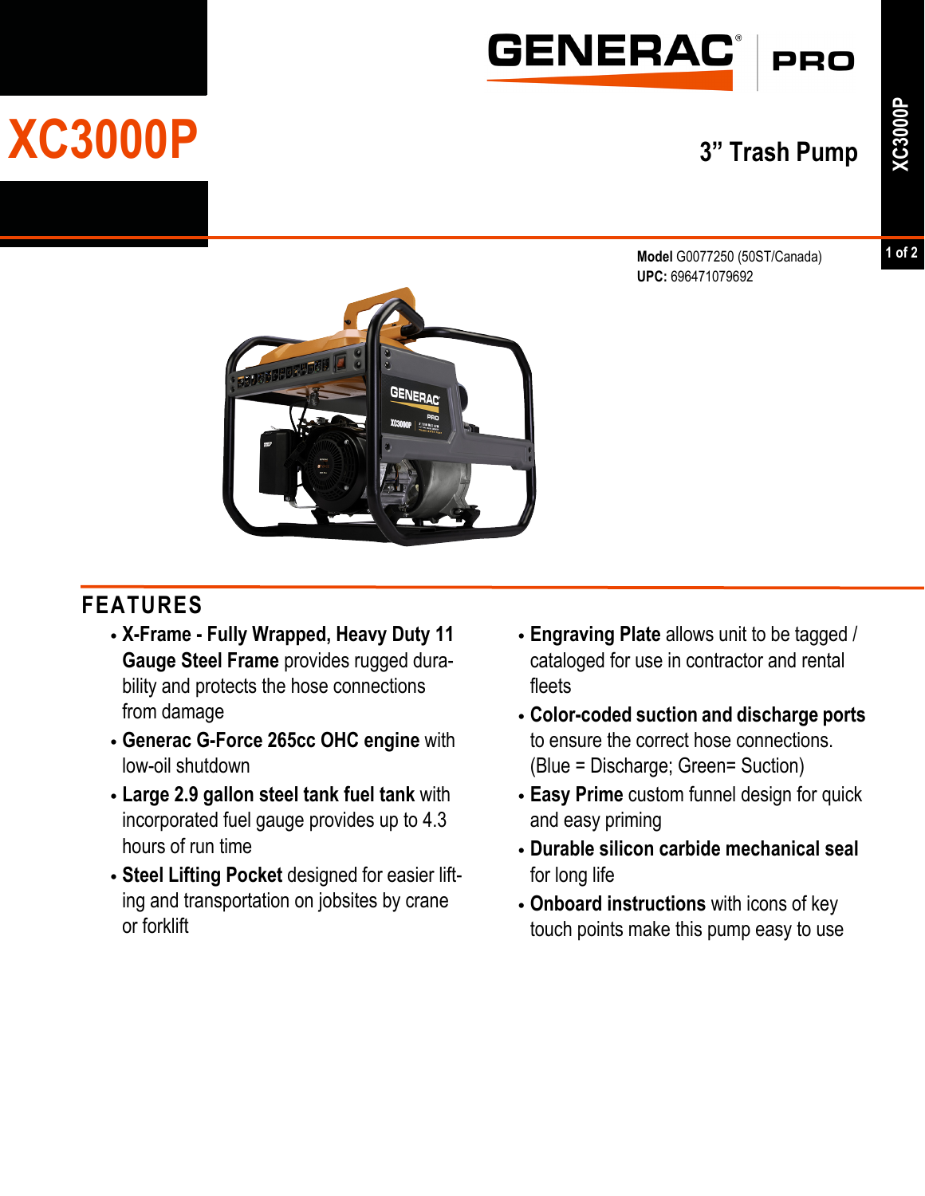# XC3000P

GENERAC PRO

## 3” Trash Pump

**Model** G0077250 (50ST/Canada)
**UPC:** 696471079692

## FEATURES

- **X-Frame - Fully Wrapped, Heavy Duty 11 Gauge Steel Frame** provides rugged durability and protects the hose connections from damage
- **Generac G-Force 265cc OHC engine** with low-oil shutdown
- **Large 2.9 gallon steel tank fuel tank** with incorporated fuel gauge provides up to 4.3 hours of run time
- **Steel Lifting Pocket** designed for easier lifting and transportation on jobsites by crane or forklift
- **Engraving Plate** allows unit to be tagged / cataloged for use in contractor and rental fleets
- **Color-coded suction and discharge ports** to ensure the correct hose connections. (Blue = Discharge; Green= Suction)
- **Easy Prime** custom funnel design for quick and easy priming
- **Durable silicon carbide mechanical seal** for long life
- **Onboard instructions** with icons of key touch points make this pump easy to use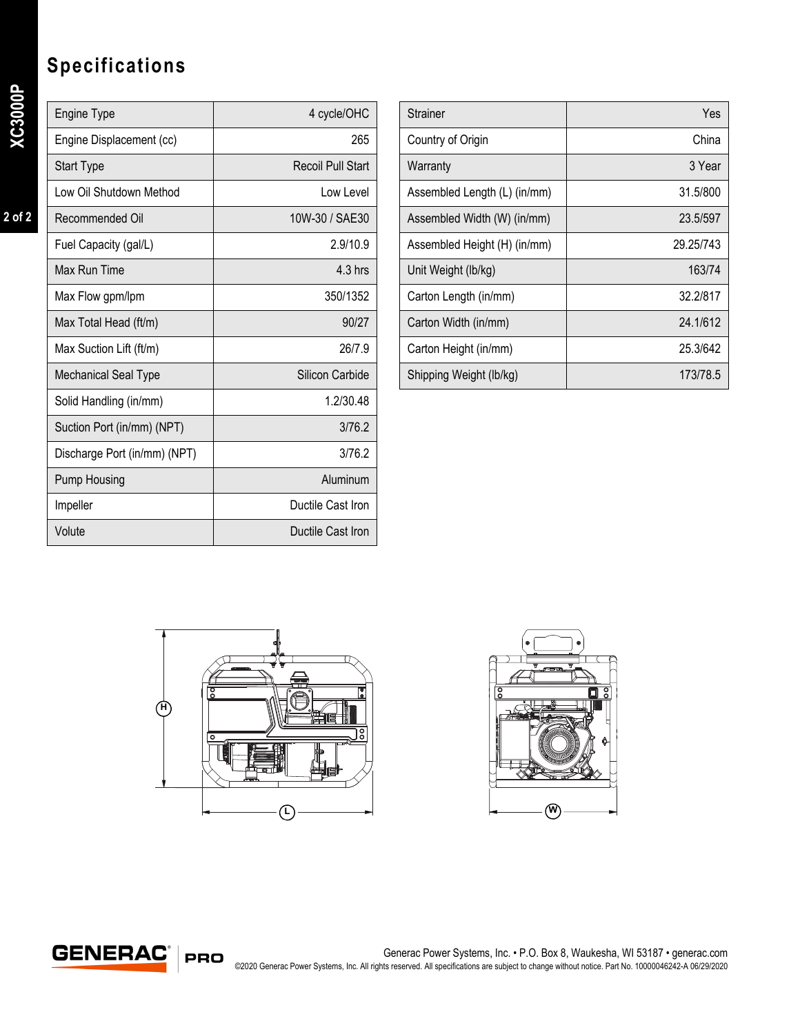## Specifications

| | |
|---|---|
| Engine Type | 4 cycle/OHC |
| Engine Displacement (cc) | 265 |
| Start Type | Recoil Pull Start |
| Low Oil Shutdown Method | Low Level |
| Recommended Oil | 10W-30 / SAE30 |
| Fuel Capacity (gal/L) | 2.9/10.9 |
| Max Run Time | 4.3 hrs |
| Max Flow gpm/lpm | 350/1352 |
| Max Total Head (ft/m) | 90/27 |
| Max Suction Lift (ft/m) | 26/7.9 |
| Mechanical Seal Type | Silicon Carbide |
| Solid Handling (in/mm) | 1.2/30.48 |
| Suction Port (in/mm) (NPT) | 3/76.2 |
| Discharge Port (in/mm) (NPT) | 3/76.2 |
| Pump Housing | Aluminum |
| Impeller | Ductile Cast Iron |
| Volute | Ductile Cast Iron |

| | |
|---|---|
| Strainer | Yes |
| Country of Origin | China |
| Warranty | 3 Year |
| Assembled Length (L) (in/mm) | 31.5/800 |
| Assembled Width (W) (in/mm) | 23.5/597 |
| Assembled Height (H) (in/mm) | 29.25/743 |
| Unit Weight (lb/kg) | 163/74 |
| Carton Length (in/mm) | 32.2/817 |
| Carton Width (in/mm) | 24.1/612 |
| Carton Height (in/mm) | 25.3/642 |
| Shipping Weight (lb/kg) | 173/78.5 |

H

L

W

Generac Power Systems, Inc. • P.O. Box 8, Waukesha, WI 53187 • generac.com

©2020 Generac Power Systems, Inc. All rights reserved. All specifications are subject to change without notice. Part No. 10000046242-A 06/29/2020